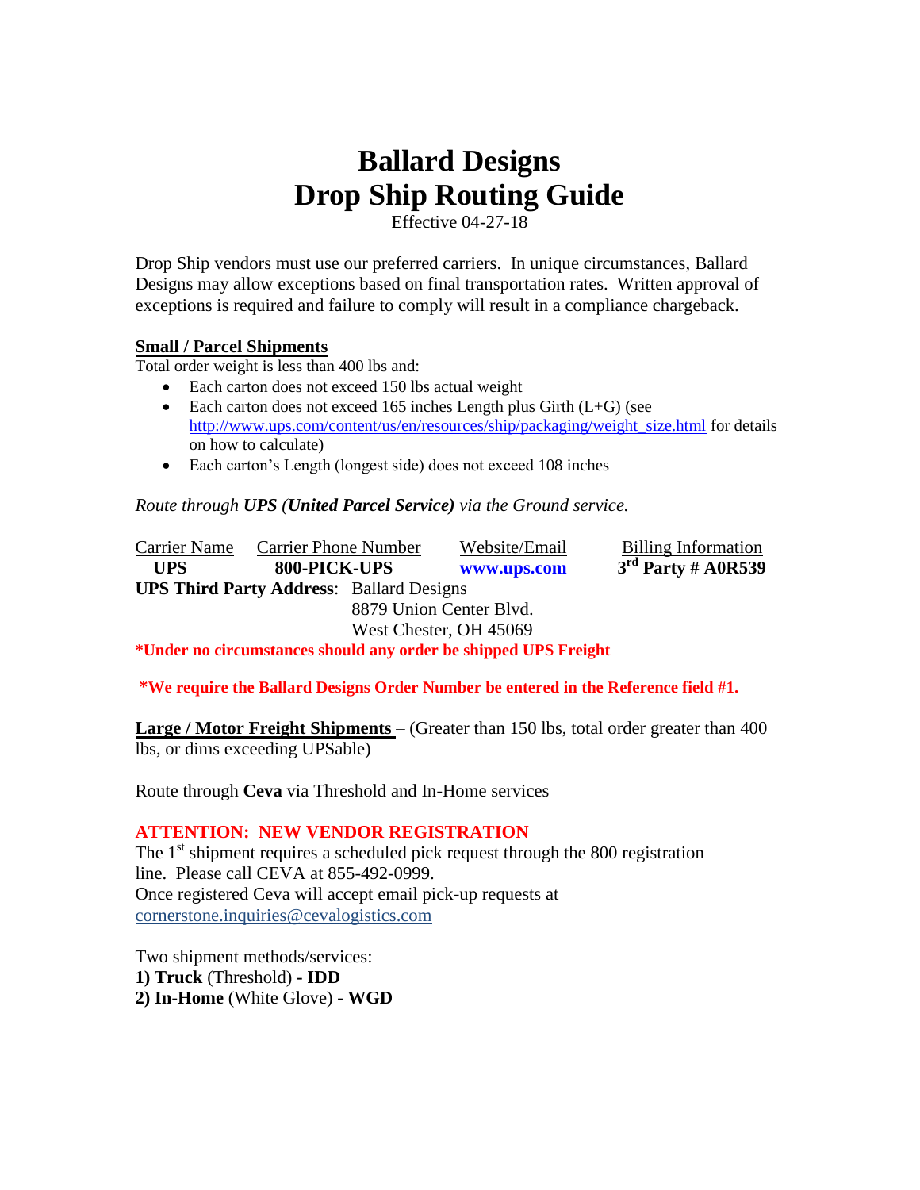# Ballard Designs
# Drop Ship Routing Guide

Effective 04-27-18

Drop Ship vendors must use our preferred carriers. In unique circumstances, Ballard Designs may allow exceptions based on final transportation rates. Written approval of exceptions is required and failure to comply will result in a compliance chargeback.

## Small / Parcel Shipments

Total order weight is less than 400 lbs and:

- Each carton does not exceed 150 lbs actual weight
- Each carton does not exceed 165 inches Length plus Girth (L+G) (see http://www.ups.com/content/us/en/resources/ship/packaging/weight_size.html for details on how to calculate)
- Each carton's Length (longest side) does not exceed 108 inches

*Route through **UPS (United Parcel Service)** via the Ground service.*

| Carrier Name | Carrier Phone Number | Website/Email | Billing Information |
|---|---|---|---|
| **UPS** | **800-PICK-UPS** | **www.ups.com** | **3rd Party # A0R539** |

**UPS Third Party Address**: Ballard Designs
8879 Union Center Blvd.
West Chester, OH 45069

***Under no circumstances should any order be shipped UPS Freight**

***We require the Ballard Designs Order Number be entered in the Reference field #1.**

## Large / Motor Freight Shipments

– (Greater than 150 lbs, total order greater than 400 lbs, or dims exceeding UPSable)

Route through **Ceva** via Threshold and In-Home services

**ATTENTION: NEW VENDOR REGISTRATION**

The 1st shipment requires a scheduled pick request through the 800 registration line. Please call CEVA at 855-492-0999.
Once registered Ceva will accept email pick-up requests at cornerstone.inquiries@cevalogistics.com

Two shipment methods/services:

**1) Truck** (Threshold) **- IDD**
**2) In-Home** (White Glove) **- WGD**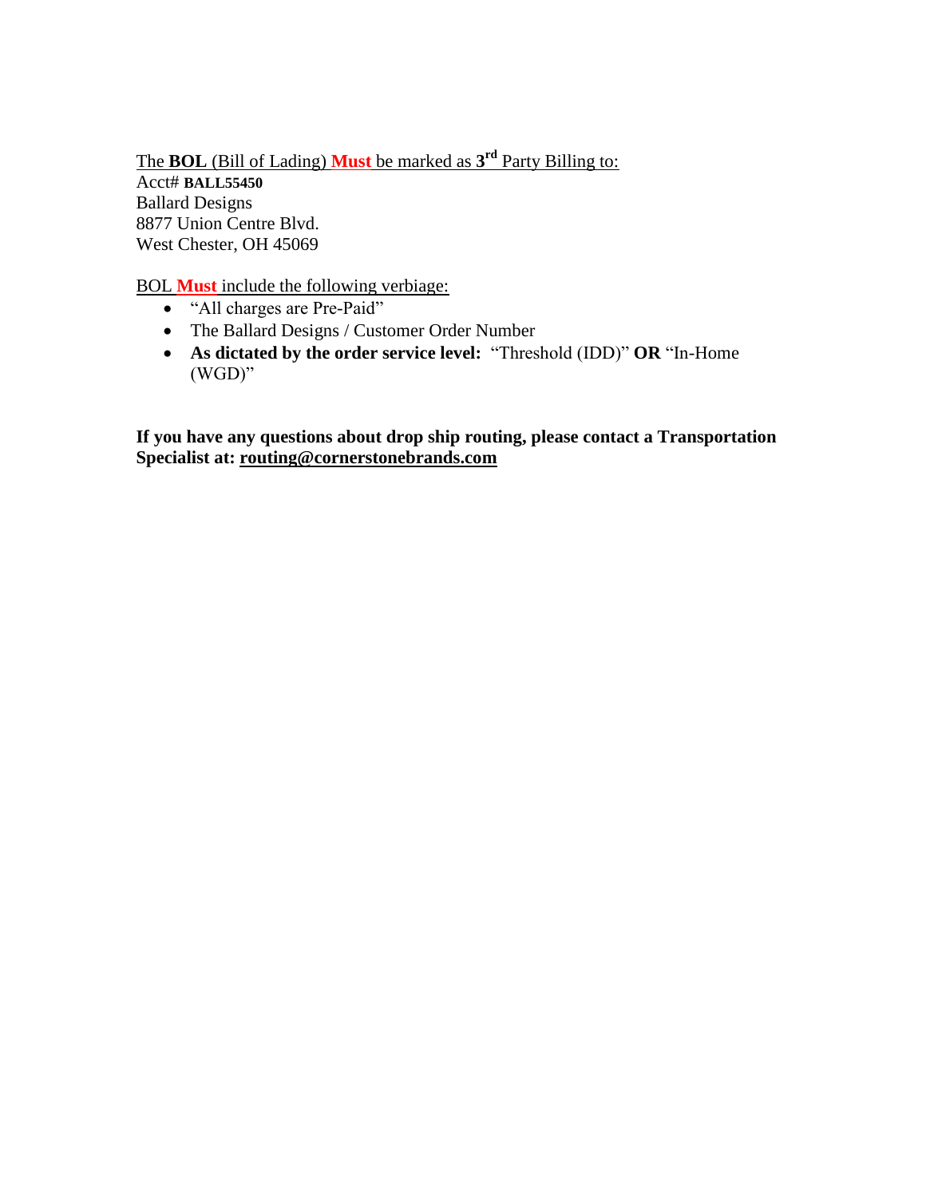The **BOL** (Bill of Lading) **Must** be marked as **3rd** Party Billing to:
Acct# **BALL55450**
Ballard Designs
8877 Union Centre Blvd.
West Chester, OH 45069

BOL **Must** include the following verbiage:

- "All charges are Pre-Paid"
- The Ballard Designs / Customer Order Number
- **As dictated by the order service level:** "Threshold (IDD)" **OR** "In-Home (WGD)"

**If you have any questions about drop ship routing, please contact a Transportation Specialist at: routing@cornerstonebrands.com**